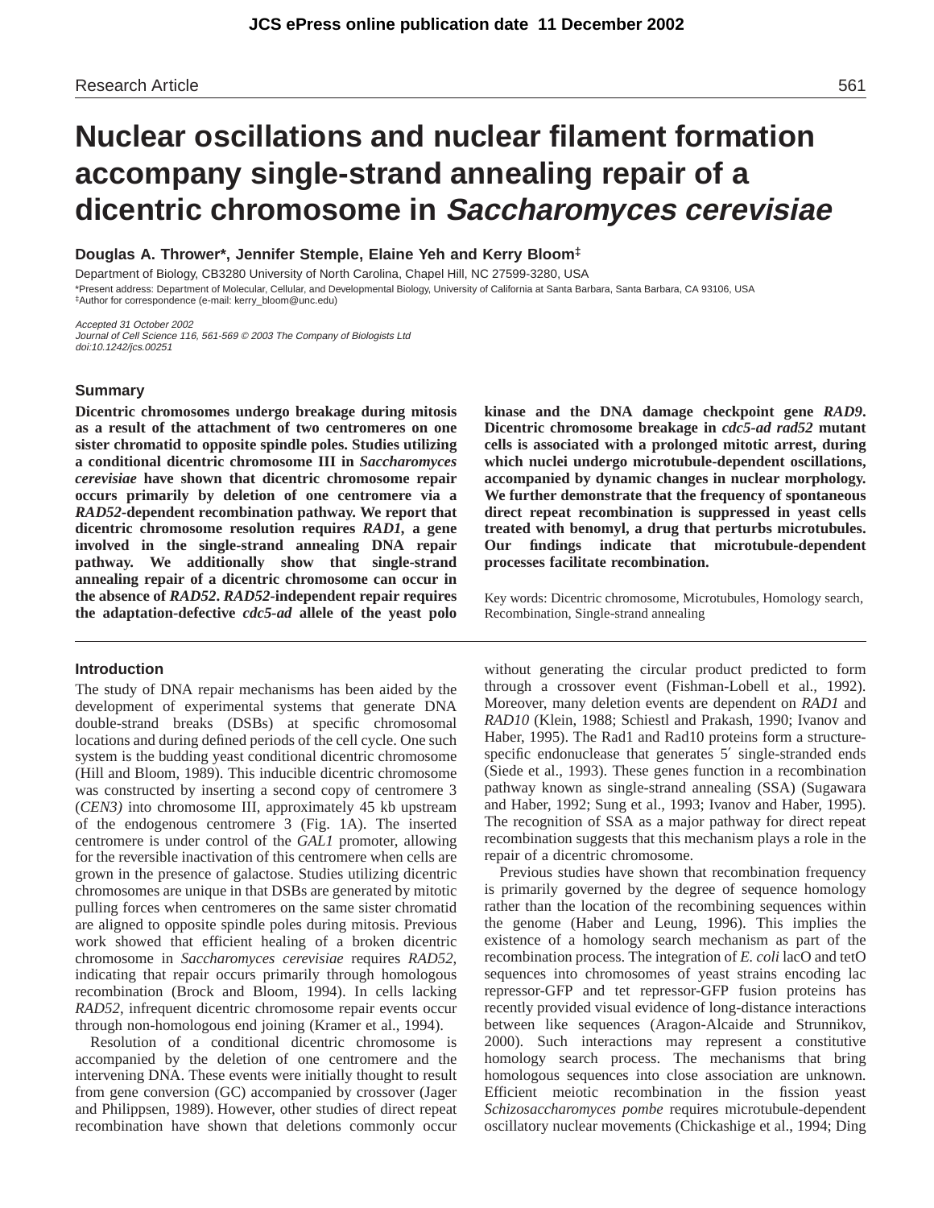# Nuclear oscillations and nuclear filament formation accompany single-strand annealing repair of a dicentric chromosome in *Saccharomyces cerevisiae*

**Douglas A. Thrower\*, Jennifer Stemple, Elaine Yeh and Kerry Bloom‡**

Department of Biology, CB3280 University of North Carolina, Chapel Hill, NC 27599-3280, USA

\*Present address: Department of Molecular, Cellular, and Developmental Biology, University of California at Santa Barbara, Santa Barbara, CA 93106, USA

‡Author for correspondence (e-mail: kerry_bloom@unc.edu)

*Accepted 31 October 2002*

*Journal of Cell Science 116, 561-569 © 2003 The Company of Biologists Ltd*

*doi:10.1242/jcs.00251*

## Summary

**Dicentric chromosomes undergo breakage during mitosis as a result of the attachment of two centromeres on one sister chromatid to opposite spindle poles. Studies utilizing a conditional dicentric chromosome III in *Saccharomyces cerevisiae* have shown that dicentric chromosome repair occurs primarily by deletion of one centromere via a *RAD52*-dependent recombination pathway. We report that dicentric chromosome resolution requires *RAD1*, a gene involved in the single-strand annealing DNA repair pathway. We additionally show that single-strand annealing repair of a dicentric chromosome can occur in the absence of *RAD52*. *RAD52*-independent repair requires the adaptation-defective *cdc5-ad* allele of the yeast polo kinase and the DNA damage checkpoint gene *RAD9*. Dicentric chromosome breakage in *cdc5-ad rad52* mutant cells is associated with a prolonged mitotic arrest, during which nuclei undergo microtubule-dependent oscillations, accompanied by dynamic changes in nuclear morphology. We further demonstrate that the frequency of spontaneous direct repeat recombination is suppressed in yeast cells treated with benomyl, a drug that perturbs microtubules. Our findings indicate that microtubule-dependent processes facilitate recombination.**

Key words: Dicentric chromosome, Microtubules, Homology search, Recombination, Single-strand annealing

## Introduction

The study of DNA repair mechanisms has been aided by the development of experimental systems that generate DNA double-strand breaks (DSBs) at specific chromosomal locations and during defined periods of the cell cycle. One such system is the budding yeast conditional dicentric chromosome (Hill and Bloom, 1989). This inducible dicentric chromosome was constructed by inserting a second copy of centromere 3 (*CEN3)* into chromosome III, approximately 45 kb upstream of the endogenous centromere 3 (Fig. 1A). The inserted centromere is under control of the *GAL1* promoter, allowing for the reversible inactivation of this centromere when cells are grown in the presence of galactose. Studies utilizing dicentric chromosomes are unique in that DSBs are generated by mitotic pulling forces when centromeres on the same sister chromatid are aligned to opposite spindle poles during mitosis. Previous work showed that efficient healing of a broken dicentric chromosome in *Saccharomyces cerevisiae* requires *RAD52*, indicating that repair occurs primarily through homologous recombination (Brock and Bloom, 1994). In cells lacking *RAD52*, infrequent dicentric chromosome repair events occur through non-homologous end joining (Kramer et al., 1994).

Resolution of a conditional dicentric chromosome is accompanied by the deletion of one centromere and the intervening DNA. These events were initially thought to result from gene conversion (GC) accompanied by crossover (Jager and Philippsen, 1989). However, other studies of direct repeat recombination have shown that deletions commonly occur without generating the circular product predicted to form through a crossover event (Fishman-Lobell et al., 1992). Moreover, many deletion events are dependent on *RAD1* and *RAD10* (Klein, 1988; Schiestl and Prakash, 1990; Ivanov and Haber, 1995). The Rad1 and Rad10 proteins form a structure-specific endonuclease that generates 5′ single-stranded ends (Siede et al., 1993). These genes function in a recombination pathway known as single-strand annealing (SSA) (Sugawara and Haber, 1992; Sung et al., 1993; Ivanov and Haber, 1995). The recognition of SSA as a major pathway for direct repeat recombination suggests that this mechanism plays a role in the repair of a dicentric chromosome.

Previous studies have shown that recombination frequency is primarily governed by the degree of sequence homology rather than the location of the recombining sequences within the genome (Haber and Leung, 1996). This implies the existence of a homology search mechanism as part of the recombination process. The integration of *E. coli* lacO and tetO sequences into chromosomes of yeast strains encoding lac repressor-GFP and tet repressor-GFP fusion proteins has recently provided visual evidence of long-distance interactions between like sequences (Aragon-Alcaide and Strunnikov, 2000). Such interactions may represent a constitutive homology search process. The mechanisms that bring homologous sequences into close association are unknown. Efficient meiotic recombination in the fission yeast *Schizosaccharomyces pombe* requires microtubule-dependent oscillatory nuclear movements (Chickashige et al., 1994; Ding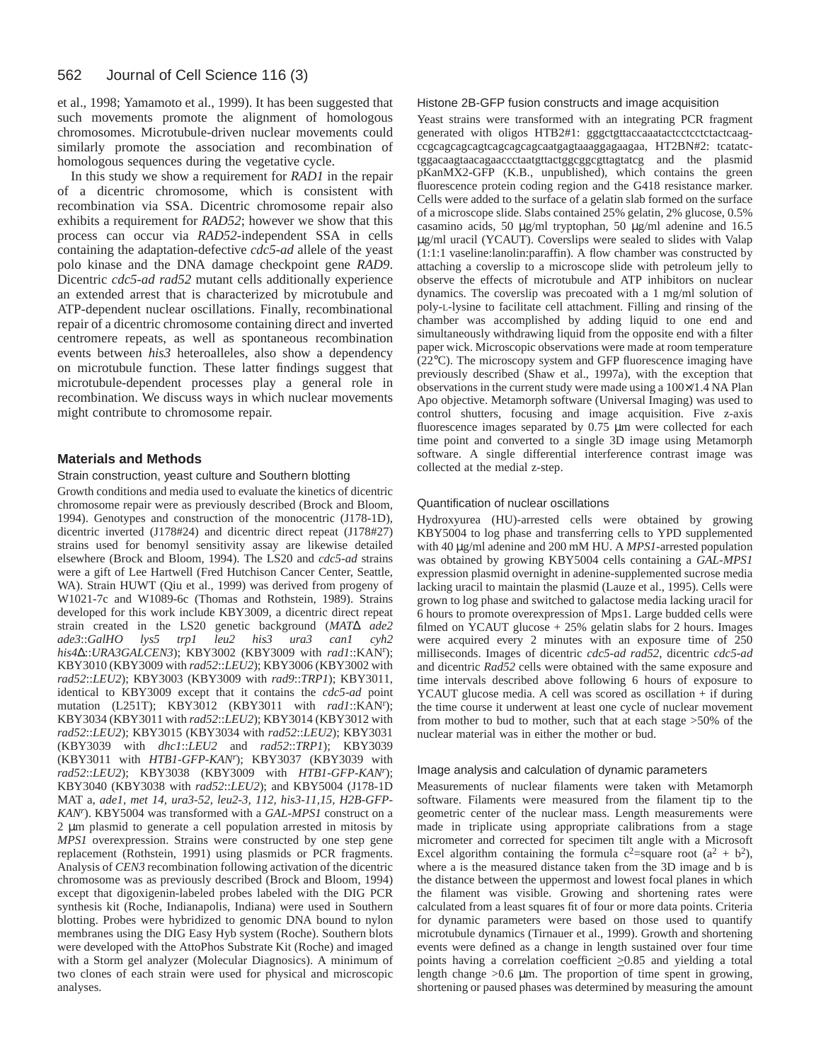et al., 1998; Yamamoto et al., 1999). It has been suggested that such movements promote the alignment of homologous chromosomes. Microtubule-driven nuclear movements could similarly promote the association and recombination of homologous sequences during the vegetative cycle.

In this study we show a requirement for *RAD1* in the repair of a dicentric chromosome, which is consistent with recombination via SSA. Dicentric chromosome repair also exhibits a requirement for *RAD52*; however we show that this process can occur via *RAD52*-independent SSA in cells containing the adaptation-defective *cdc5-ad* allele of the yeast polo kinase and the DNA damage checkpoint gene *RAD9*. Dicentric *cdc5-ad rad52* mutant cells additionally experience an extended arrest that is characterized by microtubule and ATP-dependent nuclear oscillations. Finally, recombinational repair of a dicentric chromosome containing direct and inverted centromere repeats, as well as spontaneous recombination events between *his3* heteroalleles, also show a dependency on microtubule function. These latter findings suggest that microtubule-dependent processes play a general role in recombination. We discuss ways in which nuclear movements might contribute to chromosome repair.

## Materials and Methods

### Strain construction, yeast culture and Southern blotting

Growth conditions and media used to evaluate the kinetics of dicentric chromosome repair were as previously described (Brock and Bloom, 1994). Genotypes and construction of the monocentric (J178-1D), dicentric inverted (J178#24) and dicentric direct repeat (J178#27) strains used for benomyl sensitivity assay are likewise detailed elsewhere (Brock and Bloom, 1994). The LS20 and *cdc5-ad* strains were a gift of Lee Hartwell (Fred Hutchison Cancer Center, Seattle, WA). Strain HUWT (Qiu et al., 1999) was derived from progeny of W1021-7c and W1089-6c (Thomas and Rothstein, 1989). Strains developed for this work include KBY3009, a dicentric direct repeat strain created in the LS20 genetic background (*MATΔ ade2 ade3*::*GalHO lys5 trp1 leu2 his3 ura3 can1 cyh2 his4Δ*::*URA3GALCEN3*); KBY3002 (KBY3009 with *rad1*::KAN$^r$); KBY3010 (KBY3009 with *rad52*::*LEU2*); KBY3006 (KBY3002 with *rad52*::*LEU2*); KBY3003 (KBY3009 with *rad9*::*TRP1*); KBY3011, identical to KBY3009 except that it contains the *cdc5-ad* point mutation (L251T); KBY3012 (KBY3011 with *rad1*::KAN$^r$); KBY3034 (KBY3011 with *rad52*::*LEU2*); KBY3014 (KBY3012 with *rad52*::*LEU2*); KBY3015 (KBY3034 with *rad52*::*LEU2*); KBY3031 (KBY3039 with *dhc1*::*LEU2* and *rad52*::*TRP1*); KBY3039 (KBY3011 with *HTB1-GFP-KAN$^r$*); KBY3037 (KBY3039 with *rad52*::*LEU2*); KBY3038 (KBY3009 with *HTB1-GFP-KAN$^r$*); KBY3040 (KBY3038 with *rad52*::*LEU2*); and KBY5004 (J178-1D MAT a, *ade1, met 14, ura3-52, leu2-3, 112, his3-11,15, H2B-GFP-KAN$^r$*). KBY5004 was transformed with a *GAL-MPS1* construct on a 2 μm plasmid to generate a cell population arrested in mitosis by *MPS1* overexpression. Strains were constructed by one step gene replacement (Rothstein, 1991) using plasmids or PCR fragments. Analysis of *CEN3* recombination following activation of the dicentric chromosome was as previously described (Brock and Bloom, 1994) except that digoxigenin-labeled probes labeled with the DIG PCR synthesis kit (Roche, Indianapolis, Indiana) were used in Southern blotting. Probes were hybridized to genomic DNA bound to nylon membranes using the DIG Easy Hyb system (Roche). Southern blots were developed with the AttoPhos Substrate Kit (Roche) and imaged with a Storm gel analyzer (Molecular Diagnostics). A minimum of two clones of each strain were used for physical and microscopic analyses.

### Histone 2B-GFP fusion constructs and image acquisition

Yeast strains were transformed with an integrating PCR fragment generated with oligos HTB2#1: gggctgttaccaaatactcctcctctactcaag-ccgcagcagcagtcagcagcagcaatgagtaaaggagaagaa, HT2BN#2: tcatatc-tggacaagtaacagaaccctaatgttactggcggcgttagtatcg and the plasmid pKanMX2-GFP (K.B., unpublished), which contains the green fluorescence protein coding region and the G418 resistance marker. Cells were added to the surface of a gelatin slab formed on the surface of a microscope slide. Slabs contained 25% gelatin, 2% glucose, 0.5% casamino acids, 50 μg/ml tryptophan, 50 μg/ml adenine and 16.5 μg/ml uracil (YCAUT). Coverslips were sealed to slides with Valap (1:1:1 vaseline:lanolin:paraffin). A flow chamber was constructed by attaching a coverslip to a microscope slide with petroleum jelly to observe the effects of microtubule and ATP inhibitors on nuclear dynamics. The coverslip was precoated with a 1 mg/ml solution of poly-L-lysine to facilitate cell attachment. Filling and rinsing of the chamber was accomplished by adding liquid to one end and simultaneously withdrawing liquid from the opposite end with a filter paper wick. Microscopic observations were made at room temperature (22°C). The microscopy system and GFP fluorescence imaging have previously described (Shaw et al., 1997a), with the exception that observations in the current study were made using a 100×/1.4 NA Plan Apo objective. Metamorph software (Universal Imaging) was used to control shutters, focusing and image acquisition. Five z-axis fluorescence images separated by 0.75 μm were collected for each time point and converted to a single 3D image using Metamorph software. A single differential interference contrast image was collected at the medial z-step.

### Quantification of nuclear oscillations

Hydroxyurea (HU)-arrested cells were obtained by growing KBY5004 to log phase and transferring cells to YPD supplemented with 40 μg/ml adenine and 200 mM HU. A *MPS1*-arrested population was obtained by growing KBY5004 cells containing a *GAL-MPS1* expression plasmid overnight in adenine-supplemented sucrose media lacking uracil to maintain the plasmid (Lauze et al., 1995). Cells were grown to log phase and switched to galactose media lacking uracil for 6 hours to promote overexpression of Mps1. Large budded cells were filmed on YCAUT glucose + 25% gelatin slabs for 2 hours. Images were acquired every 2 minutes with an exposure time of 250 milliseconds. Images of dicentric *cdc5-ad rad52*, dicentric *cdc5-ad* and dicentric *Rad52* cells were obtained with the same exposure and time intervals described above following 6 hours of exposure to YCAUT glucose media. A cell was scored as oscillation + if during the time course it underwent at least one cycle of nuclear movement from mother to bud to mother, such that at each stage >50% of the nuclear material was in either the mother or bud.

### Image analysis and calculation of dynamic parameters

Measurements of nuclear filaments were taken with Metamorph software. Filaments were measured from the filament tip to the geometric center of the nuclear mass. Length measurements were made in triplicate using appropriate calibrations from a stage micrometer and corrected for specimen tilt angle with a Microsoft Excel algorithm containing the formula $c^2$=square root ($a^2$ + $b^2$), where a is the measured distance taken from the 3D image and b is the distance between the uppermost and lowest focal planes in which the filament was visible. Growing and shortening rates were calculated from a least squares fit of four or more data points. Criteria for dynamic parameters were based on those used to quantify microtubule dynamics (Tirnauer et al., 1999). Growth and shortening events were defined as a change in length sustained over four time points having a correlation coefficient $\geq$0.85 and yielding a total length change >0.6 μm. The proportion of time spent in growing, shortening or paused phases was determined by measuring the amount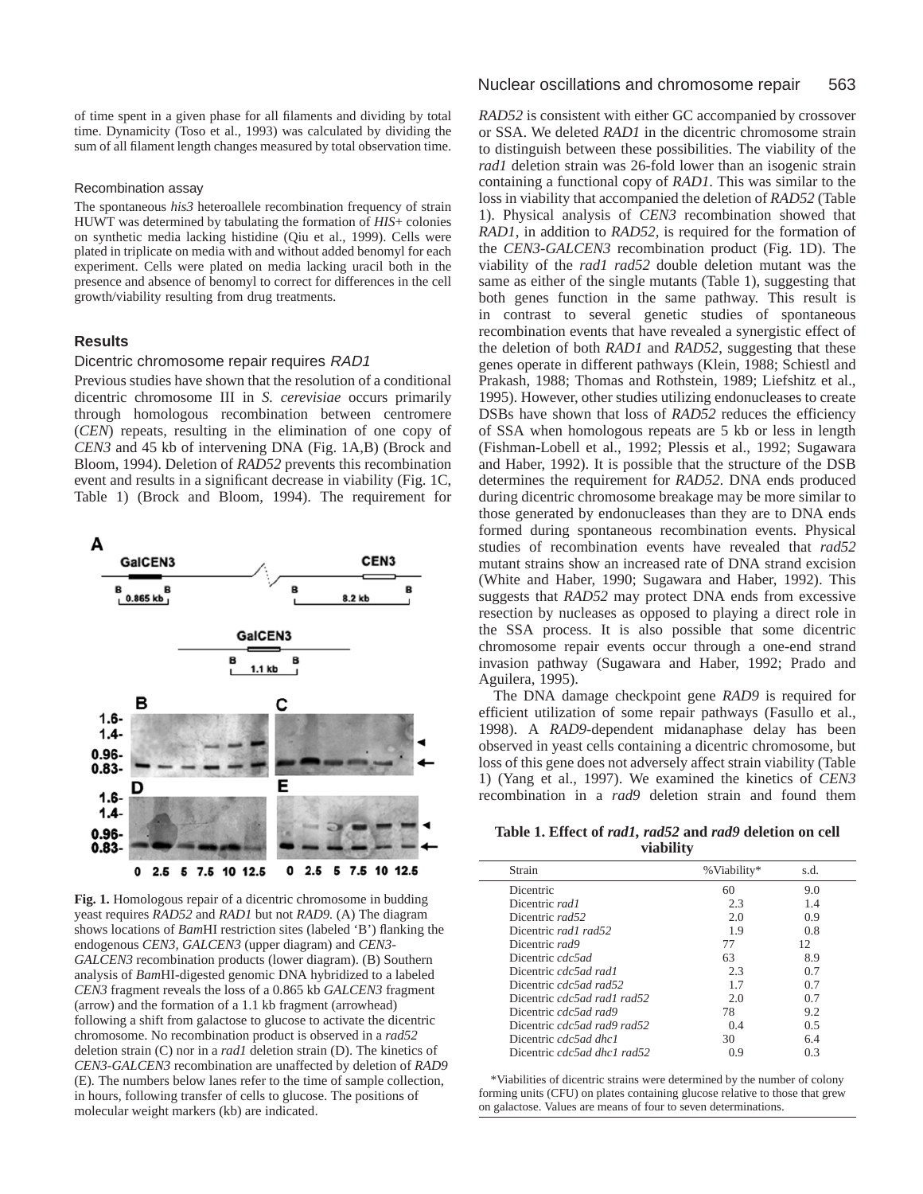of time spent in a given phase for all filaments and dividing by total time. Dynamicity (Toso et al., 1993) was calculated by dividing the sum of all filament length changes measured by total observation time.

### Recombination assay

The spontaneous *his3* heteroallele recombination frequency of strain HUWT was determined by tabulating the formation of *HIS*+ colonies on synthetic media lacking histidine (Qiu et al., 1999). Cells were plated in triplicate on media with and without added benomyl for each experiment. Cells were plated on media lacking uracil both in the presence and absence of benomyl to correct for differences in the cell growth/viability resulting from drug treatments.

## Results

### Dicentric chromosome repair requires *RAD1*

Previous studies have shown that the resolution of a conditional dicentric chromosome III in *S. cerevisiae* occurs primarily through homologous recombination between centromere (*CEN*) repeats, resulting in the elimination of one copy of *CEN3* and 45 kb of intervening DNA (Fig. 1A,B) (Brock and Bloom, 1994). Deletion of *RAD52* prevents this recombination event and results in a significant decrease in viability (Fig. 1C, Table 1) (Brock and Bloom, 1994). The requirement for *RAD52* is consistent with either GC accompanied by crossover or SSA. We deleted *RAD1* in the dicentric chromosome strain to distinguish between these possibilities. The viability of the *rad1* deletion strain was 26-fold lower than an isogenic strain containing a functional copy of *RAD1*. This was similar to the loss in viability that accompanied the deletion of *RAD52* (Table 1). Physical analysis of *CEN3* recombination showed that *RAD1*, in addition to *RAD52*, is required for the formation of the *CEN3-GALCEN3* recombination product (Fig. 1D). The viability of the *rad1 rad52* double deletion mutant was the same as either of the single mutants (Table 1), suggesting that both genes function in the same pathway. This result is in contrast to several genetic studies of spontaneous recombination events that have revealed a synergistic effect of the deletion of both *RAD1* and *RAD52*, suggesting that these genes operate in different pathways (Klein, 1988; Schiestl and Prakash, 1988; Thomas and Rothstein, 1989; Liefshitz et al., 1995). However, other studies utilizing endonucleases to create DSBs have shown that loss of *RAD52* reduces the efficiency of SSA when homologous repeats are 5 kb or less in length (Fishman-Lobell et al., 1992; Plessis et al., 1992; Sugawara and Haber, 1992). It is possible that the structure of the DSB determines the requirement for *RAD52*. DNA ends produced during dicentric chromosome breakage may be more similar to those generated by endonucleases than they are to DNA ends formed during spontaneous recombination events. Physical studies of recombination events have revealed that *rad52* mutant strains show an increased rate of DNA strand excision (White and Haber, 1990; Sugawara and Haber, 1992). This suggests that *RAD52* may protect DNA ends from excessive resection by nucleases as opposed to playing a direct role in the SSA process. It is also possible that some dicentric chromosome repair events occur through a one-end strand invasion pathway (Sugawara and Haber, 1992; Prado and Aguilera, 1995).

The DNA damage checkpoint gene *RAD9* is required for efficient utilization of some repair pathways (Fasullo et al., 1998). A *RAD9*-dependent midanaphase delay has been observed in yeast cells containing a dicentric chromosome, but loss of this gene does not adversely affect strain viability (Table 1) (Yang et al., 1997). We examined the kinetics of *CEN3* recombination in a *rad9* deletion strain and found them

**Fig. 1.** Homologous repair of a dicentric chromosome in budding yeast requires *RAD52* and *RAD1* but not *RAD9*. (A) The diagram shows locations of *Bam*HI restriction sites (labeled 'B') flanking the endogenous *CEN3*, *GALCEN3* (upper diagram) and *CEN3-GALCEN3* recombination products (lower diagram). (B) Southern analysis of *Bam*HI-digested genomic DNA hybridized to a labeled *CEN3* fragment reveals the loss of a 0.865 kb *GALCEN3* fragment (arrow) and the formation of a 1.1 kb fragment (arrowhead) following a shift from galactose to glucose to activate the dicentric chromosome. No recombination product is observed in a *rad52* deletion strain (C) nor in a *rad1* deletion strain (D). The kinetics of *CEN3-GALCEN3* recombination are unaffected by deletion of *RAD9* (E). The numbers below lanes refer to the time of sample collection, in hours, following transfer of cells to glucose. The positions of molecular weight markers (kb) are indicated.

**Table 1. Effect of *rad1*, *rad52* and *rad9* deletion on cell viability**

| Strain | %Viability* | s.d. |
|---|---|---|
| Dicentric | 60 | 9.0 |
| Dicentric *rad1* | 2.3 | 1.4 |
| Dicentric *rad52* | 2.0 | 0.9 |
| Dicentric *rad1 rad52* | 1.9 | 0.8 |
| Dicentric *rad9* | 77 | 12 |
| Dicentric *cdc5ad* | 63 | 8.9 |
| Dicentric *cdc5ad rad1* | 2.3 | 0.7 |
| Dicentric *cdc5ad rad52* | 1.7 | 0.7 |
| Dicentric *cdc5ad rad1 rad52* | 2.0 | 0.7 |
| Dicentric *cdc5ad rad9* | 78 | 9.2 |
| Dicentric *cdc5ad rad9 rad52* | 0.4 | 0.5 |
| Dicentric *cdc5ad dhc1* | 30 | 6.4 |
| Dicentric *cdc5ad dhc1 rad52* | 0.9 | 0.3 |

*Viabilities of dicentric strains were determined by the number of colony forming units (CFU) on plates containing glucose relative to those that grew on galactose. Values are means of four to seven determinations.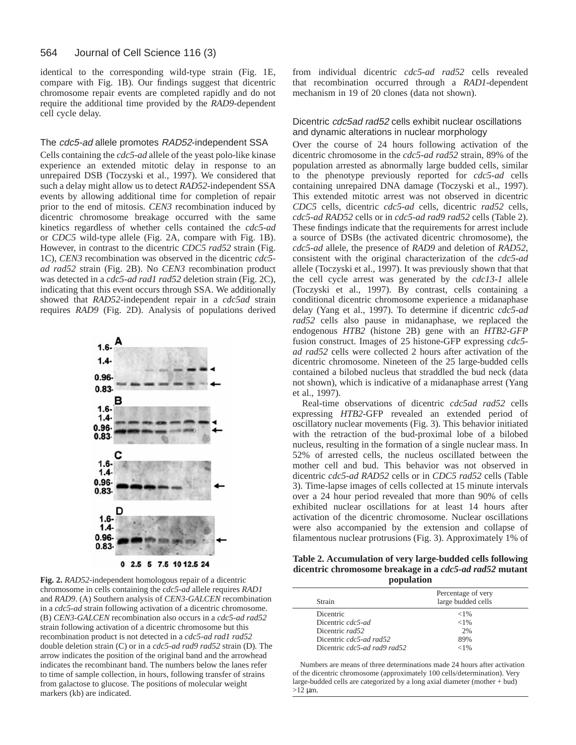identical to the corresponding wild-type strain (Fig. 1E, compare with Fig. 1B). Our findings suggest that dicentric chromosome repair events are completed rapidly and do not require the additional time provided by the *RAD9*-dependent cell cycle delay.

### The *cdc5-ad* allele promotes *RAD52*-independent SSA

Cells containing the *cdc5-ad* allele of the yeast polo-like kinase experience an extended mitotic delay in response to an unrepaired DSB (Toczyski et al., 1997). We considered that such a delay might allow us to detect *RAD52*-independent SSA events by allowing additional time for completion of repair prior to the end of mitosis. *CEN3* recombination induced by dicentric chromosome breakage occurred with the same kinetics regardless of whether cells contained the *cdc5-ad* or *CDC5* wild-type allele (Fig. 2A, compare with Fig. 1B). However, in contrast to the dicentric *CDC5 rad52* strain (Fig. 1C), *CEN3* recombination was observed in the dicentric *cdc5-ad rad52* strain (Fig. 2B). No *CEN3* recombination product was detected in a *cdc5-ad rad1 rad52* deletion strain (Fig. 2C), indicating that this event occurs through SSA. We additionally showed that *RAD52*-independent repair in a *cdc5ad* strain requires *RAD9* (Fig. 2D). Analysis of populations derived from individual dicentric *cdc5-ad rad52* cells revealed that recombination occurred through a *RAD1*-dependent mechanism in 19 of 20 clones (data not shown).

**Fig. 2.** *RAD52*-independent homologous repair of a dicentric chromosome in cells containing the *cdc5-ad* allele requires *RAD1* and *RAD9*. (A) Southern analysis of *CEN3-GALCEN* recombination in a *cdc5-ad* strain following activation of a dicentric chromosome. (B) *CEN3-GALCEN* recombination also occurs in a *cdc5-ad rad52* strain following activation of a dicentric chromosome but this recombination product is not detected in a *cdc5-ad rad1 rad52* double deletion strain (C) or in a *cdc5-ad rad9 rad52* strain (D). The arrow indicates the position of the original band and the arrowhead indicates the recombinant band. The numbers below the lanes refer to time of sample collection, in hours, following transfer of strains from galactose to glucose. The positions of molecular weight markers (kb) are indicated.

### Dicentric *cdc5ad rad52* cells exhibit nuclear oscillations and dynamic alterations in nuclear morphology

Over the course of 24 hours following activation of the dicentric chromosome in the *cdc5-ad rad52* strain, 89% of the population arrested as abnormally large budded cells, similar to the phenotype previously reported for *cdc5-ad* cells containing unrepaired DNA damage (Toczyski et al., 1997). This extended mitotic arrest was not observed in dicentric *CDC5* cells, dicentric *cdc5-ad* cells, dicentric *rad52* cells, *cdc5-ad RAD52* cells or in *cdc5-ad rad9 rad52* cells (Table 2). These findings indicate that the requirements for arrest include a source of DSBs (the activated dicentric chromosome), the *cdc5-ad* allele, the presence of *RAD9* and deletion of *RAD52*, consistent with the original characterization of the *cdc5-ad* allele (Toczyski et al., 1997). It was previously shown that that the cell cycle arrest was generated by the *cdc13-1* allele (Toczyski et al., 1997). By contrast, cells containing a conditional dicentric chromosome experience a midanaphase delay (Yang et al., 1997). To determine if dicentric *cdc5-ad rad52* cells also pause in midanaphase, we replaced the endogenous *HTB2* (histone 2B) gene with an *HTB2-GFP* fusion construct. Images of 25 histone-GFP expressing *cdc5-ad rad52* cells were collected 2 hours after activation of the dicentric chromosome. Nineteen of the 25 large-budded cells contained a bilobed nucleus that straddled the bud neck (data not shown), which is indicative of a midanaphase arrest (Yang et al., 1997).

Real-time observations of dicentric *cdc5ad rad52* cells expressing *HTB2*-GFP revealed an extended period of oscillatory nuclear movements (Fig. 3). This behavior initiated with the retraction of the bud-proximal lobe of a bilobed nucleus, resulting in the formation of a single nuclear mass. In 52% of arrested cells, the nucleus oscillated between the mother cell and bud. This behavior was not observed in dicentric *cdc5-ad RAD52* cells or in *CDC5 rad52* cells (Table 3). Time-lapse images of cells collected at 15 minute intervals over a 24 hour period revealed that more than 90% of cells exhibited nuclear oscillations for at least 14 hours after activation of the dicentric chromosome. Nuclear oscillations were also accompanied by the extension and collapse of filamentous nuclear protrusions (Fig. 3). Approximately 1% of

**Table 2. Accumulation of very large-budded cells following dicentric chromosome breakage in a *cdc5-ad rad52* mutant population**

| Strain | Percentage of very large budded cells |
|---|---|
| Dicentric | <1% |
| Dicentric *cdc5-ad* | <1% |
| Dicentric *rad52* | 2% |
| Dicentric *cdc5-ad rad52* | 89% |
| Dicentric *cdc5-ad rad9 rad52* | <1% |

Numbers are means of three determinations made 24 hours after activation of the dicentric chromosome (approximately 100 cells/determination). Very large-budded cells are categorized by a long axial diameter (mother + bud) >12 μm.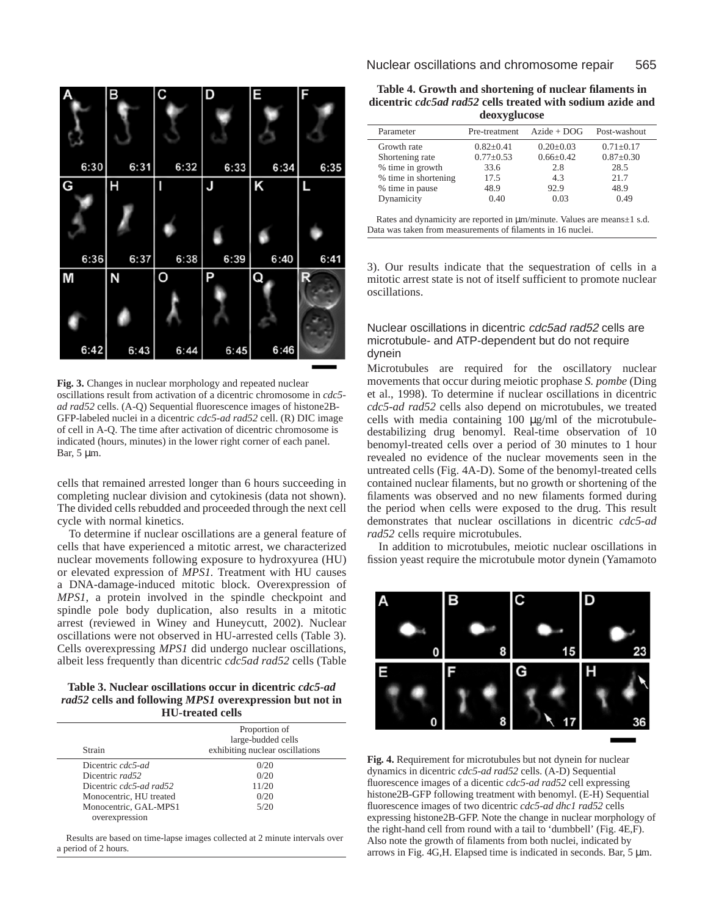**Fig. 3.** Changes in nuclear morphology and repeated nuclear oscillations result from activation of a dicentric chromosome in *cdc5-ad rad52* cells. (A-Q) Sequential fluorescence images of histone2B-GFP-labeled nuclei in a dicentric *cdc5-ad rad52* cell. (R) DIC image of cell in A-Q. The time after activation of dicentric chromosome is indicated (hours, minutes) in the lower right corner of each panel. Bar, 5 μm.

cells that remained arrested longer than 6 hours succeeding in completing nuclear division and cytokinesis (data not shown). The divided cells rebudded and proceeded through the next cell cycle with normal kinetics.

To determine if nuclear oscillations are a general feature of cells that have experienced a mitotic arrest, we characterized nuclear movements following exposure to hydroxyurea (HU) or elevated expression of *MPS1*. Treatment with HU causes a DNA-damage-induced mitotic block. Overexpression of *MPS1*, a protein involved in the spindle checkpoint and spindle pole body duplication, also results in a mitotic arrest (reviewed in Winey and Huneycutt, 2002). Nuclear oscillations were not observed in HU-arrested cells (Table 3). Cells overexpressing *MPS1* did undergo nuclear oscillations, albeit less frequently than dicentric *cdc5ad rad52* cells (Table 3). Our results indicate that the sequestration of cells in a mitotic arrest state is not of itself sufficient to promote nuclear oscillations.

**Table 3. Nuclear oscillations occur in dicentric *cdc5-ad rad52* cells and following *MPS1* overexpression but not in HU-treated cells**

| Strain | Proportion of large-budded cells exhibiting nuclear oscillations |
|---|---|
| Dicentric *cdc5-ad* | 0/20 |
| Dicentric *rad52* | 0/20 |
| Dicentric *cdc5-ad rad52* | 11/20 |
| Monocentric, HU treated | 0/20 |
| Monocentric, GAL-MPS1 overexpression | 5/20 |

Results are based on time-lapse images collected at 2 minute intervals over a period of 2 hours.

**Table 4. Growth and shortening of nuclear filaments in dicentric *cdc5ad rad52* cells treated with sodium azide and deoxyglucose**

| Parameter | Pre-treatment | Azide + DOG | Post-washout |
|---|---|---|---|
| Growth rate | 0.82±0.41 | 0.20±0.03 | 0.71±0.17 |
| Shortening rate | 0.77±0.53 | 0.66±0.42 | 0.87±0.30 |
| % time in growth | 33.6 | 2.8 | 28.5 |
| % time in shortening | 17.5 | 4.3 | 21.7 |
| % time in pause | 48.9 | 92.9 | 48.9 |
| Dynamicity | 0.40 | 0.03 | 0.49 |

Rates and dynamicity are reported in μm/minute. Values are means±1 s.d. Data was taken from measurements of filaments in 16 nuclei.

### Nuclear oscillations in dicentric *cdc5ad rad52* cells are microtubule- and ATP-dependent but do not require dynein

Microtubules are required for the oscillatory nuclear movements that occur during meiotic prophase *S. pombe* (Ding et al., 1998). To determine if nuclear oscillations in dicentric *cdc5-ad rad52* cells also depend on microtubules, we treated cells with media containing 100 μg/ml of the microtubule-destabilizing drug benomyl. Real-time observation of 10 benomyl-treated cells over a period of 30 minutes to 1 hour revealed no evidence of the nuclear movements seen in the untreated cells (Fig. 4A-D). Some of the benomyl-treated cells contained nuclear filaments, but no growth or shortening of the filaments was observed and no new filaments formed during the period when cells were exposed to the drug. This result demonstrates that nuclear oscillations in dicentric *cdc5-ad rad52* cells require microtubules.

In addition to microtubules, meiotic nuclear oscillations in fission yeast require the microtubule motor dynein (Yamamoto

**Fig. 4.** Requirement for microtubules but not dynein for nuclear dynamics in dicentric *cdc5-ad rad52* cells. (A-D) Sequential fluorescence images of a dicentic *cdc5-ad rad52* cell expressing histone2B-GFP following treatment with benomyl. (E-H) Sequential fluorescence images of two dicentric *cdc5-ad dhc1 rad52* cells expressing histone2B-GFP. Note the change in nuclear morphology of the right-hand cell from round with a tail to 'dumbbell' (Fig. 4E,F). Also note the growth of filaments from both nuclei, indicated by arrows in Fig. 4G,H. Elapsed time is indicated in seconds. Bar, 5 μm.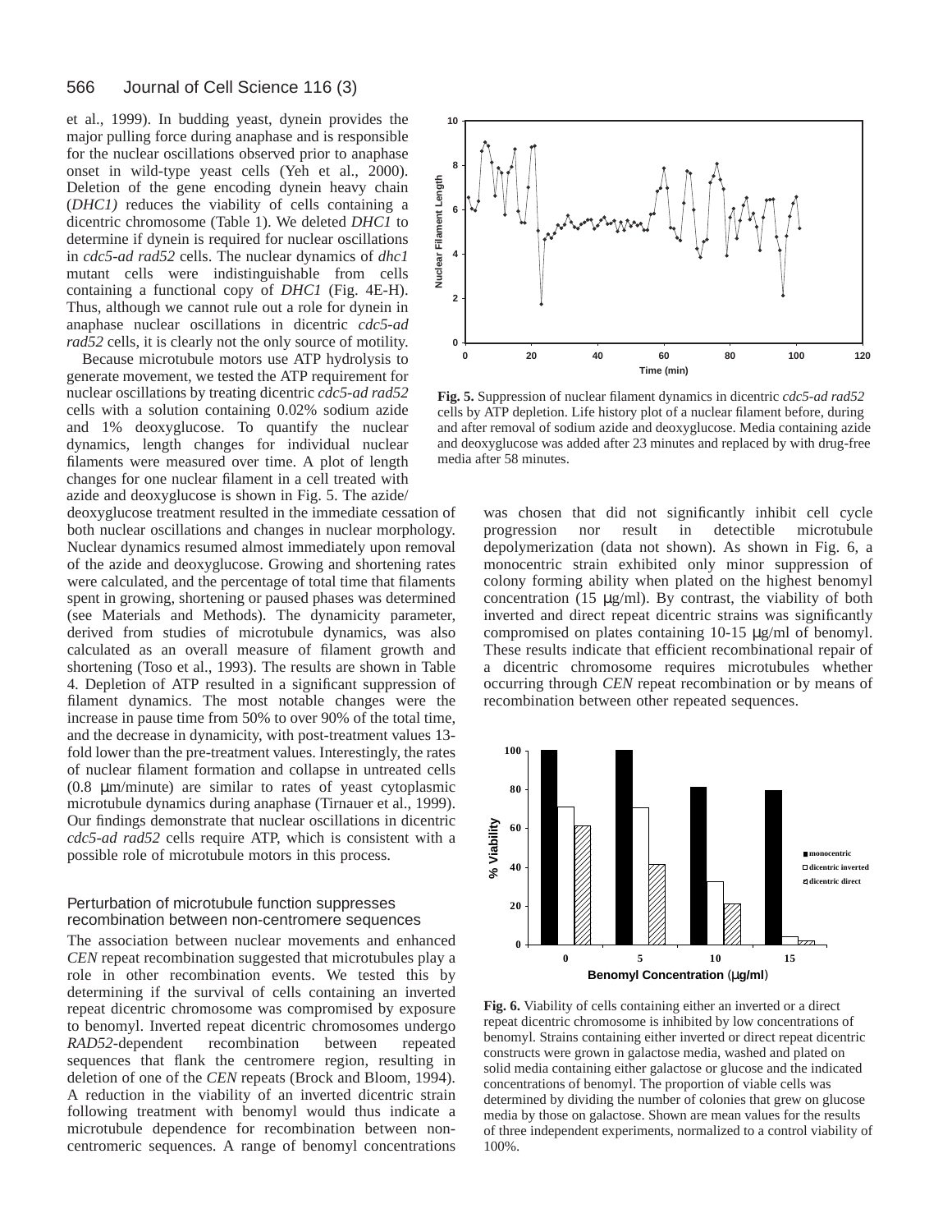et al., 1999). In budding yeast, dynein provides the major pulling force during anaphase and is responsible for the nuclear oscillations observed prior to anaphase onset in wild-type yeast cells (Yeh et al., 2000). Deletion of the gene encoding dynein heavy chain (*DHC1)* reduces the viability of cells containing a dicentric chromosome (Table 1). We deleted *DHC1* to determine if dynein is required for nuclear oscillations in *cdc5-ad rad52* cells. The nuclear dynamics of *dhc1* mutant cells were indistinguishable from cells containing a functional copy of *DHC1* (Fig. 4E-H). Thus, although we cannot rule out a role for dynein in anaphase nuclear oscillations in dicentric *cdc5-ad rad52* cells, it is clearly not the only source of motility.

Because microtubule motors use ATP hydrolysis to generate movement, we tested the ATP requirement for nuclear oscillations by treating dicentric *cdc5-ad rad52* cells with a solution containing 0.02% sodium azide and 1% deoxyglucose. To quantify the nuclear dynamics, length changes for individual nuclear filaments were measured over time. A plot of length changes for one nuclear filament in a cell treated with azide and deoxyglucose is shown in Fig. 5. The azide/deoxyglucose treatment resulted in the immediate cessation of both nuclear oscillations and changes in nuclear morphology. Nuclear dynamics resumed almost immediately upon removal of the azide and deoxyglucose. Growing and shortening rates were calculated, and the percentage of total time that filaments spent in growing, shortening or paused phases was determined (see Materials and Methods). The dynamicity parameter, derived from studies of microtubule dynamics, was also calculated as an overall measure of filament growth and shortening (Toso et al., 1993). The results are shown in Table 4. Depletion of ATP resulted in a significant suppression of filament dynamics. The most notable changes were the increase in pause time from 50% to over 90% of the total time, and the decrease in dynamicity, with post-treatment values 13-fold lower than the pre-treatment values. Interestingly, the rates of nuclear filament formation and collapse in untreated cells (0.8 μm/minute) are similar to rates of yeast cytoplasmic microtubule dynamics during anaphase (Tirnauer et al., 1999). Our findings demonstrate that nuclear oscillations in dicentric *cdc5-ad rad52* cells require ATP, which is consistent with a possible role of microtubule motors in this process.

**Fig. 5.** Suppression of nuclear filament dynamics in dicentric *cdc5-ad rad52* cells by ATP depletion. Life history plot of a nuclear filament before, during and after removal of sodium azide and deoxyglucose. Media containing azide and deoxyglucose was added after 23 minutes and replaced by with drug-free media after 58 minutes.

### Perturbation of microtubule function suppresses recombination between non-centromere sequences

The association between nuclear movements and enhanced *CEN* repeat recombination suggested that microtubules play a role in other recombination events. We tested this by determining if the survival of cells containing an inverted repeat dicentric chromosome was compromised by exposure to benomyl. Inverted repeat dicentric chromosomes undergo *RAD52*-dependent recombination between repeated sequences that flank the centromere region, resulting in deletion of one of the *CEN* repeats (Brock and Bloom, 1994). A reduction in the viability of an inverted dicentric strain following treatment with benomyl would thus indicate a microtubule dependence for recombination between non-centromeric sequences. A range of benomyl concentrations was chosen that did not significantly inhibit cell cycle progression nor result in detectible microtubule depolymerization (data not shown). As shown in Fig. 6, a monocentric strain exhibited only minor suppression of colony forming ability when plated on the highest benomyl concentration (15 μg/ml). By contrast, the viability of both inverted and direct repeat dicentric strains was significantly compromised on plates containing 10-15 μg/ml of benomyl. These results indicate that efficient recombinational repair of a dicentric chromosome requires microtubules whether occurring through *CEN* repeat recombination or by means of recombination between other repeated sequences.

**Fig. 6.** Viability of cells containing either an inverted or a direct repeat dicentric chromosome is inhibited by low concentrations of benomyl. Strains containing either inverted or direct repeat dicentric constructs were grown in galactose media, washed and plated on solid media containing either galactose or glucose and the indicated concentrations of benomyl. The proportion of viable cells was determined by dividing the number of colonies that grew on glucose media by those on galactose. Shown are mean values for the results of three independent experiments, normalized to a control viability of 100%.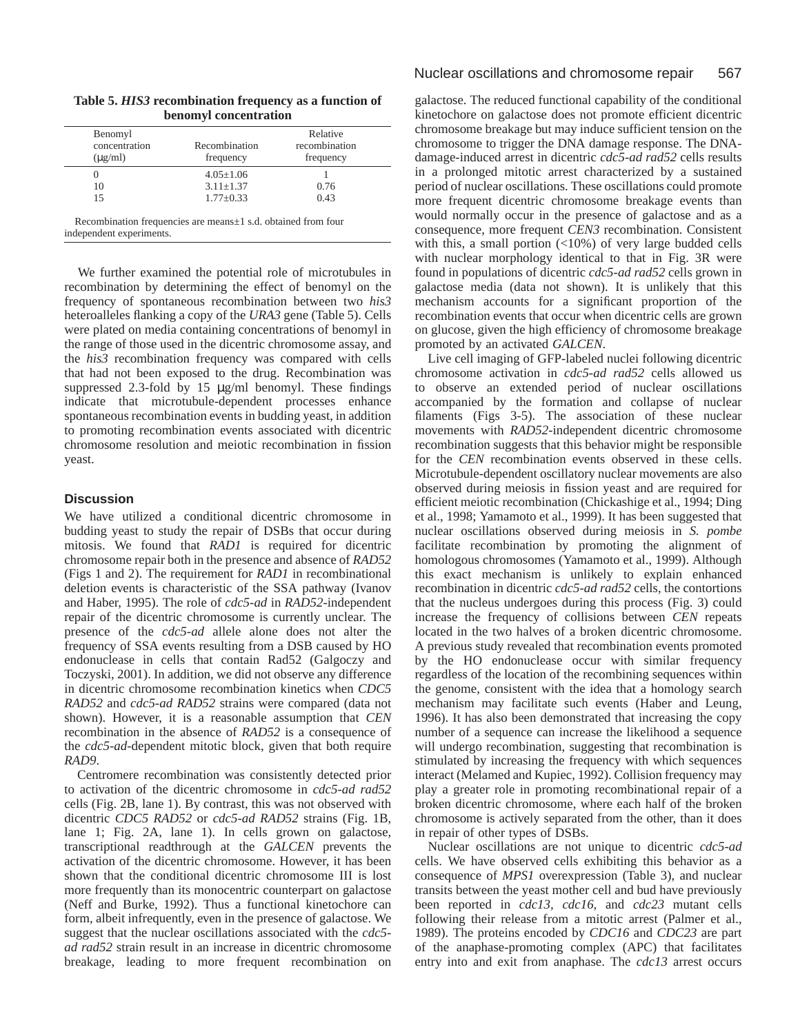**Table 5. *HIS3* recombination frequency as a function of benomyl concentration**

| Benomyl concentration (μg/ml) | Recombination frequency | Relative recombination frequency |
|---|---|---|
| 0 | 4.05±1.06 | 1 |
| 10 | 3.11±1.37 | 0.76 |
| 15 | 1.77±0.33 | 0.43 |

Recombination frequencies are means±1 s.d. obtained from four independent experiments.

We further examined the potential role of microtubules in recombination by determining the effect of benomyl on the frequency of spontaneous recombination between two *his3* heteroalleles flanking a copy of the *URA3* gene (Table 5). Cells were plated on media containing concentrations of benomyl in the range of those used in the dicentric chromosome assay, and the *his3* recombination frequency was compared with cells that had not been exposed to the drug. Recombination was suppressed 2.3-fold by 15 μg/ml benomyl. These findings indicate that microtubule-dependent processes enhance spontaneous recombination events in budding yeast, in addition to promoting recombination events associated with dicentric chromosome resolution and meiotic recombination in fission yeast.

## Discussion

We have utilized a conditional dicentric chromosome in budding yeast to study the repair of DSBs that occur during mitosis. We found that *RAD1* is required for dicentric chromosome repair both in the presence and absence of *RAD52* (Figs 1 and 2). The requirement for *RAD1* in recombinational deletion events is characteristic of the SSA pathway (Ivanov and Haber, 1995). The role of *cdc5-ad* in *RAD52*-independent repair of the dicentric chromosome is currently unclear. The presence of the *cdc5-ad* allele alone does not alter the frequency of SSA events resulting from a DSB caused by HO endonuclease in cells that contain Rad52 (Galgoczy and Toczyski, 2001). In addition, we did not observe any difference in dicentric chromosome recombination kinetics when *CDC5 RAD52* and *cdc5-ad RAD52* strains were compared (data not shown). However, it is a reasonable assumption that *CEN* recombination in the absence of *RAD52* is a consequence of the *cdc5-ad*-dependent mitotic block, given that both require *RAD9*.

Centromere recombination was consistently detected prior to activation of the dicentric chromosome in *cdc5-ad rad52* cells (Fig. 2B, lane 1). By contrast, this was not observed with dicentric *CDC5 RAD52* or *cdc5-ad RAD52* strains (Fig. 1B, lane 1; Fig. 2A, lane 1). In cells grown on galactose, transcriptional readthrough at the *GALCEN* prevents the activation of the dicentric chromosome. However, it has been shown that the conditional dicentric chromosome III is lost more frequently than its monocentric counterpart on galactose (Neff and Burke, 1992). Thus a functional kinetochore can form, albeit infrequently, even in the presence of galactose. We suggest that the nuclear oscillations associated with the *cdc5-ad rad52* strain result in an increase in dicentric chromosome breakage, leading to more frequent recombination on galactose. The reduced functional capability of the conditional kinetochore on galactose does not promote efficient dicentric chromosome breakage but may induce sufficient tension on the chromosome to trigger the DNA damage response. The DNA-damage-induced arrest in dicentric *cdc5-ad rad52* cells results in a prolonged mitotic arrest characterized by a sustained period of nuclear oscillations. These oscillations could promote more frequent dicentric chromosome breakage events than would normally occur in the presence of galactose and as a consequence, more frequent *CEN3* recombination. Consistent with this, a small portion (<10%) of very large budded cells with nuclear morphology identical to that in Fig. 3R were found in populations of dicentric *cdc5-ad rad52* cells grown in galactose media (data not shown). It is unlikely that this mechanism accounts for a significant proportion of the recombination events that occur when dicentric cells are grown on glucose, given the high efficiency of chromosome breakage promoted by an activated *GALCEN*.

Live cell imaging of GFP-labeled nuclei following dicentric chromosome activation in *cdc5-ad rad52* cells allowed us to observe an extended period of nuclear oscillations accompanied by the formation and collapse of nuclear filaments (Figs 3-5). The association of these nuclear movements with *RAD52*-independent dicentric chromosome recombination suggests that this behavior might be responsible for the *CEN* recombination events observed in these cells. Microtubule-dependent oscillatory nuclear movements are also observed during meiosis in fission yeast and are required for efficient meiotic recombination (Chickashige et al., 1994; Ding et al., 1998; Yamamoto et al., 1999). It has been suggested that nuclear oscillations observed during meiosis in *S. pombe* facilitate recombination by promoting the alignment of homologous chromosomes (Yamamoto et al., 1999). Although this exact mechanism is unlikely to explain enhanced recombination in dicentric *cdc5-ad rad52* cells, the contortions that the nucleus undergoes during this process (Fig. 3) could increase the frequency of collisions between *CEN* repeats located in the two halves of a broken dicentric chromosome. A previous study revealed that recombination events promoted by the HO endonuclease occur with similar frequency regardless of the location of the recombining sequences within the genome, consistent with the idea that a homology search mechanism may facilitate such events (Haber and Leung, 1996). It has also been demonstrated that increasing the copy number of a sequence can increase the likelihood a sequence will undergo recombination, suggesting that recombination is stimulated by increasing the frequency with which sequences interact (Melamed and Kupiec, 1992). Collision frequency may play a greater role in promoting recombinational repair of a broken dicentric chromosome, where each half of the broken chromosome is actively separated from the other, than it does in repair of other types of DSBs.

Nuclear oscillations are not unique to dicentric *cdc5-ad* cells. We have observed cells exhibiting this behavior as a consequence of *MPS1* overexpression (Table 3), and nuclear transits between the yeast mother cell and bud have previously been reported in *cdc13*, *cdc16*, and *cdc23* mutant cells following their release from a mitotic arrest (Palmer et al., 1989). The proteins encoded by *CDC16* and *CDC23* are part of the anaphase-promoting complex (APC) that facilitates entry into and exit from anaphase. The *cdc13* arrest occurs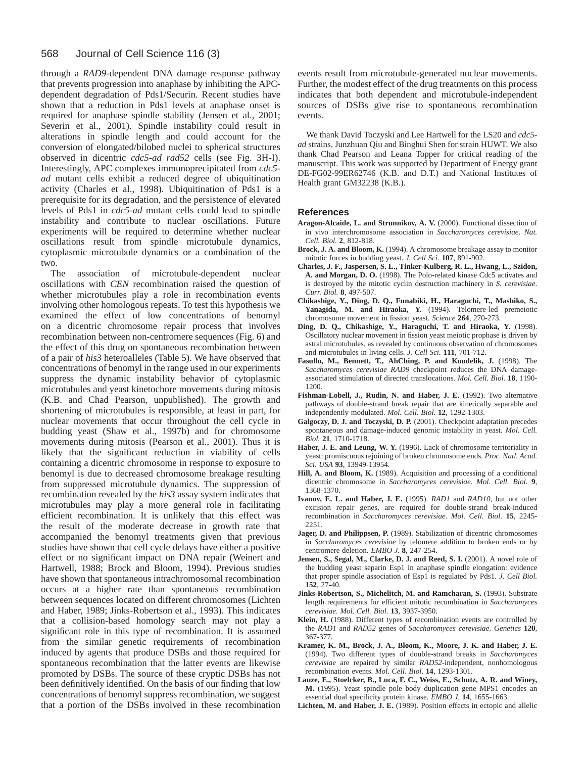through a *RAD9*-dependent DNA damage response pathway that prevents progression into anaphase by inhibiting the APC-dependent degradation of Pds1/Securin. Recent studies have shown that a reduction in Pds1 levels at anaphase onset is required for anaphase spindle stability (Jensen et al., 2001; Severin et al., 2001). Spindle instability could result in alterations in spindle length and could account for the conversion of elongated/bilobed nuclei to spherical structures observed in dicentric *cdc5-ad rad52* cells (see Fig. 3H-I). Interestingly, APC complexes immunoprecipitated from *cdc5-ad* mutant cells exhibit a reduced degree of ubiquitination activity (Charles et al., 1998). Ubiquitination of Pds1 is a prerequisite for its degradation, and the persistence of elevated levels of Pds1 in *cdc5-ad* mutant cells could lead to spindle instability and contribute to nuclear oscillations. Future experiments will be required to determine whether nuclear oscillations result from spindle microtubule dynamics, cytoplasmic microtubule dynamics or a combination of the two.

The association of microtubule-dependent nuclear oscillations with *CEN* recombination raised the question of whether microtubules play a role in recombination events involving other homologous repeats. To test this hypothesis we examined the effect of low concentrations of benomyl on a dicentric chromosome repair process that involves recombination between non-centromere sequences (Fig. 6) and the effect of this drug on spontaneous recombination between of a pair of *his3* heteroalleles (Table 5). We have observed that concentrations of benomyl in the range used in our experiments suppress the dynamic instability behavior of cytoplasmic microtubules and yeast kinetochore movements during mitosis (K.B. and Chad Pearson, unpublished). The growth and shortening of microtubules is responsible, at least in part, for nuclear movements that occur throughout the cell cycle in budding yeast (Shaw et al., 1997b) and for chromosome movements during mitosis (Pearson et al., 2001). Thus it is likely that the significant reduction in viability of cells containing a dicentric chromosome in response to exposure to benomyl is due to decreased chromosome breakage resulting from suppressed microtubule dynamics. The suppression of recombination revealed by the *his3* assay system indicates that microtubules may play a more general role in facilitating efficient recombination. It is unlikely that this effect was the result of the moderate decrease in growth rate that accompanied the benomyl treatments given that previous studies have shown that cell cycle delays have either a positive effect or no significant impact on DNA repair (Weinert and Hartwell, 1988; Brock and Bloom, 1994). Previous studies have shown that spontaneous intrachromosomal recombination occurs at a higher rate than spontaneous recombination between sequences located on different chromosomes (Lichten and Haber, 1989; Jinks-Robertson et al., 1993). This indicates that a collision-based homology search may not play a significant role in this type of recombination. It is assumed from the similar genetic requirements of recombination induced by agents that produce DSBs and those required for spontaneous recombination that the latter events are likewise promoted by DSBs. The source of these cryptic DSBs has not been definitively identified. On the basis of our finding that low concentrations of benomyl suppress recombination, we suggest that a portion of the DSBs involved in these recombination events result from microtubule-generated nuclear movements. Further, the modest effect of the drug treatments on this process indicates that both dependent and microtubule-independent sources of DSBs give rise to spontaneous recombination events.

We thank David Toczyski and Lee Hartwell for the LS20 and *cdc5-ad* strains, Junzhuan Qiu and Binghui Shen for strain HUWT. We also thank Chad Pearson and Leana Topper for critical reading of the manuscript. This work was supported by Department of Energy grant DE-FG02-99ER62746 (K.B. and D.T.) and National Institutes of Health grant GM32238 (K.B.).

## References

**Aragon-Alcaide, L. and Strunnikov, A. V.** (2000). Functional dissection of in vivo interchromosome association in *Saccharomyces cerevisiae*. *Nat. Cell. Biol.* **2**, 812-818.

**Brock, J. A. and Bloom, K.** (1994). A chromosome breakage assay to monitor mitotic forces in budding yeast. *J. Cell Sci.* **107**, 891-902.

**Charles, J. F., Jaspersen, S. L., Tinker-Kulberg, R. L., Hwang, L., Szidon, A. and Morgan, D. O.** (1998). The Polo-related kinase Cdc5 activates and is destroyed by the mitotic cyclin destruction machinery in *S. cerevisiae*. *Curr. Biol.* **8**, 497-507.

**Chikashige, Y., Ding, D. Q., Funabiki, H., Haraguchi, T., Mashiko, S., Yanagida, M. and Hiraoka, Y.** (1994). Telomere-led premeiotic chromosome movement in fission yeast. *Science* **264**, 270-273.

**Ding, D. Q., Chikashige, Y., Haraguchi, T. and Hiraoka, Y.** (1998). Oscillatory nuclear movement in fission yeast meiotic prophase is driven by astral microtubules, as revealed by continuous observation of chromosomes and microtubules in living cells. *J. Cell Sci.* **111**, 701-712.

**Fasullo, M., Bennett, T., AhChing, P. and Koudelik, J.** (1998). The *Saccharomyces cerevisiae RAD9* checkpoint reduces the DNA damage-associated stimulation of directed translocations. *Mol. Cell. Biol.* **18**, 1190-1200.

**Fishman-Lobell, J., Rudin, N. and Haber, J. E.** (1992). Two alternative pathways of double-strand break repair that are kinetically separable and independently modulated. *Mol. Cell. Biol.* **12**, 1292-1303.

**Galgoczy, D. J. and Toczyski, D. P.** (2001). Checkpoint adaptation precedes spontaneous and damage-induced genomic instability in yeast. *Mol. Cell. Biol.* **21**, 1710-1718.

**Haber, J. E. and Leung, W. Y.** (1996). Lack of chromosome territoriality in yeast: promiscuous rejoining of broken chromosome ends. *Proc. Natl. Acad. Sci. USA* **93**, 13949-13954.

**Hill, A. and Bloom, K.** (1989). Acquisition and processing of a conditional dicentric chromosome in *Saccharomyces cerevisiae*. *Mol. Cell. Biol.* **9**, 1368-1370.

**Ivanov, E. L. and Haber, J. E.** (1995). *RAD1* and *RAD10*, but not other excision repair genes, are required for double-strand break-induced recombination in *Saccharomyces cerevisiae*. *Mol. Cell. Biol.* **15**, 2245-2251.

**Jager, D. and Philippsen, P.** (1989). Stabilization of dicentric chromosomes in *Saccharomyces cerevisiae* by telomere addition to broken ends or by centromere deletion. *EMBO J.* **8**, 247-254.

**Jensen, S., Segal, M., Clarke, D. J. and Reed, S. I.** (2001). A novel role of the budding yeast separin Esp1 in anaphase spindle elongation: evidence that proper spindle association of Esp1 is regulated by Pds1. *J. Cell Biol.* **152**, 27-40.

**Jinks-Robertson, S., Michelitch, M. and Ramcharan, S.** (1993). Substrate length requirements for efficient mitotic recombination in *Saccharomyces cerevisiae*. *Mol. Cell. Biol.* **13**, 3937-3950.

**Klein, H.** (1988). Different types of recombination events are controlled by the *RAD1* and *RAD52* genes of *Saccharomyces cerevisiae*. *Genetics* **120**, 367-377.

**Kramer, K. M., Brock, J. A., Bloom, K., Moore, J. K. and Haber, J. E.** (1994). Two different types of double-strand breaks in *Saccharomyces cerevisiae* are repaired by similar *RAD52*-independent, nonhomologous recombination events. *Mol. Cell. Biol.* **14**, 1293-1301.

**Lauze, E., Stoelcker, B., Luca, F. C., Weiss, E., Schutz, A. R. and Winey, M.** (1995). Yeast spindle pole body duplication gene MPS1 encodes an essential dual specificity protein kinase. *EMBO J.* **14**, 1655-1663.

**Lichten, M. and Haber, J. E.** (1989). Position effects in ectopic and allelic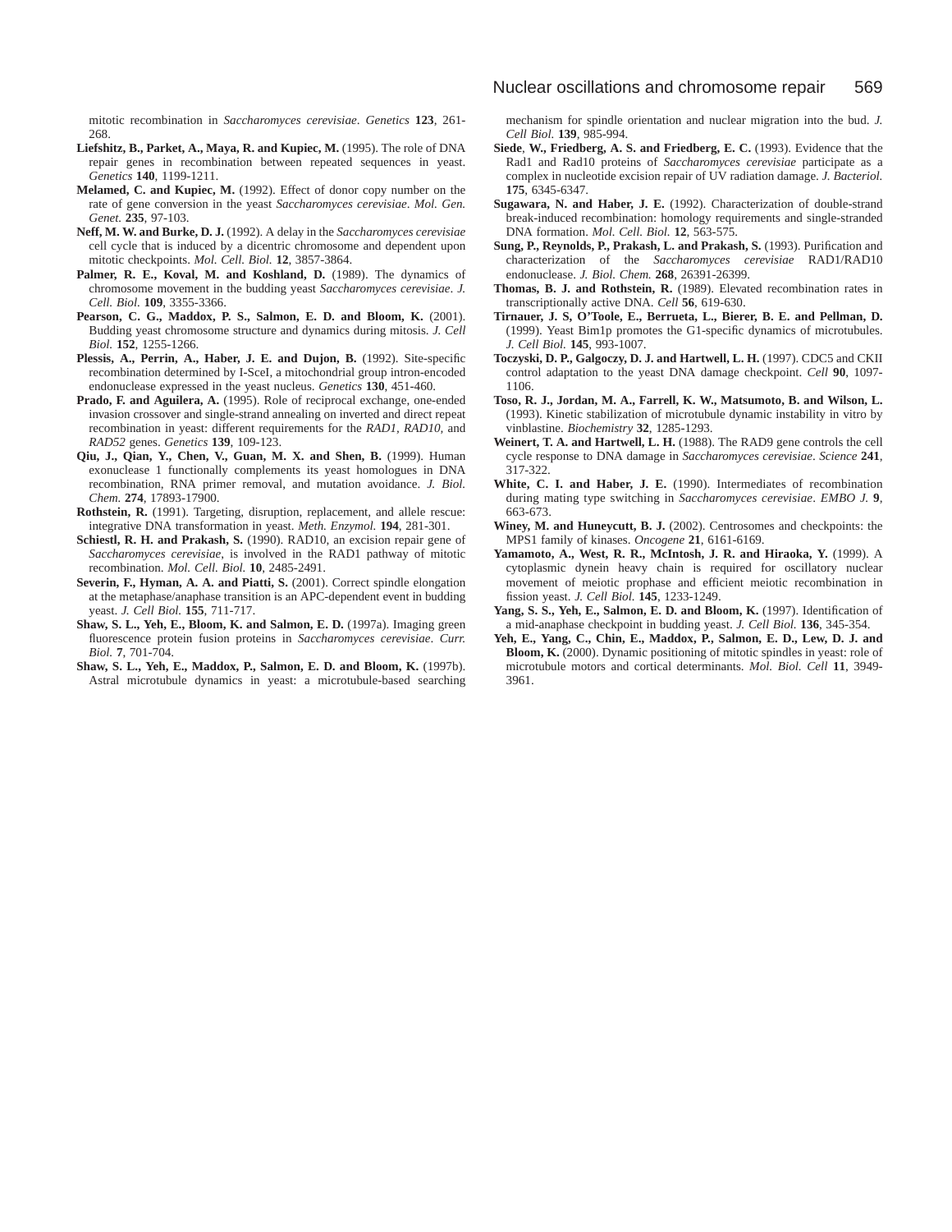mitotic recombination in *Saccharomyces cerevisiae*. *Genetics* **123**, 261-268.

**Liefshitz, B., Parket, A., Maya, R. and Kupiec, M.** (1995). The role of DNA repair genes in recombination between repeated sequences in yeast. *Genetics* **140**, 1199-1211.

**Melamed, C. and Kupiec, M.** (1992). Effect of donor copy number on the rate of gene conversion in the yeast *Saccharomyces cerevisiae*. *Mol. Gen. Genet.* **235**, 97-103.

**Neff, M. W. and Burke, D. J.** (1992). A delay in the *Saccharomyces cerevisiae* cell cycle that is induced by a dicentric chromosome and dependent upon mitotic checkpoints. *Mol. Cell. Biol.* **12**, 3857-3864.

**Palmer, R. E., Koval, M. and Koshland, D.** (1989). The dynamics of chromosome movement in the budding yeast *Saccharomyces cerevisiae*. *J. Cell. Biol.* **109**, 3355-3366.

**Pearson, C. G., Maddox, P. S., Salmon, E. D. and Bloom, K.** (2001). Budding yeast chromosome structure and dynamics during mitosis. *J. Cell Biol.* **152**, 1255-1266.

**Plessis, A., Perrin, A., Haber, J. E. and Dujon, B.** (1992). Site-specific recombination determined by I-SceI, a mitochondrial group intron-encoded endonuclease expressed in the yeast nucleus. *Genetics* **130**, 451-460.

**Prado, F. and Aguilera, A.** (1995). Role of reciprocal exchange, one-ended invasion crossover and single-strand annealing on inverted and direct repeat recombination in yeast: different requirements for the *RAD1*, *RAD10*, and *RAD52* genes. *Genetics* **139**, 109-123.

**Qiu, J., Qian, Y., Chen, V., Guan, M. X. and Shen, B.** (1999). Human exonuclease 1 functionally complements its yeast homologues in DNA recombination, RNA primer removal, and mutation avoidance. *J. Biol. Chem.* **274**, 17893-17900.

**Rothstein, R.** (1991). Targeting, disruption, replacement, and allele rescue: integrative DNA transformation in yeast. *Meth. Enzymol.* **194**, 281-301.

**Schiestl, R. H. and Prakash, S.** (1990). RAD10, an excision repair gene of *Saccharomyces cerevisiae*, is involved in the RAD1 pathway of mitotic recombination. *Mol. Cell. Biol.* **10**, 2485-2491.

**Severin, F., Hyman, A. A. and Piatti, S.** (2001). Correct spindle elongation at the metaphase/anaphase transition is an APC-dependent event in budding yeast. *J. Cell Biol.* **155**, 711-717.

**Shaw, S. L., Yeh, E., Bloom, K. and Salmon, E. D.** (1997a). Imaging green fluorescence protein fusion proteins in *Saccharomyces cerevisiae*. *Curr. Biol.* **7**, 701-704.

**Shaw, S. L., Yeh, E., Maddox, P., Salmon, E. D. and Bloom, K.** (1997b). Astral microtubule dynamics in yeast: a microtubule-based searching mechanism for spindle orientation and nuclear migration into the bud. *J. Cell Biol.* **139**, 985-994.

**Siede, W., Friedberg, A. S. and Friedberg, E. C.** (1993). Evidence that the Rad1 and Rad10 proteins of *Saccharomyces cerevisiae* participate as a complex in nucleotide excision repair of UV radiation damage. *J. Bacteriol.* **175**, 6345-6347.

**Sugawara, N. and Haber, J. E.** (1992). Characterization of double-strand break-induced recombination: homology requirements and single-stranded DNA formation. *Mol. Cell. Biol.* **12**, 563-575.

**Sung, P., Reynolds, P., Prakash, L. and Prakash, S.** (1993). Purification and characterization of the *Saccharomyces cerevisiae* RAD1/RAD10 endonuclease. *J. Biol. Chem.* **268**, 26391-26399.

**Thomas, B. J. and Rothstein, R.** (1989). Elevated recombination rates in transcriptionally active DNA. *Cell* **56**, 619-630.

**Tirnauer, J. S, O'Toole, E., Berrueta, L., Bierer, B. E. and Pellman, D.** (1999). Yeast Bim1p promotes the G1-specific dynamics of microtubules. *J. Cell Biol.* **145**, 993-1007.

**Toczyski, D. P., Galgoczy, D. J. and Hartwell, L. H.** (1997). CDC5 and CKII control adaptation to the yeast DNA damage checkpoint. *Cell* **90**, 1097-1106.

**Toso, R. J., Jordan, M. A., Farrell, K. W., Matsumoto, B. and Wilson, L.** (1993). Kinetic stabilization of microtubule dynamic instability in vitro by vinblastine. *Biochemistry* **32**, 1285-1293.

**Weinert, T. A. and Hartwell, L. H.** (1988). The RAD9 gene controls the cell cycle response to DNA damage in *Saccharomyces cerevisiae*. *Science* **241**, 317-322.

**White, C. I. and Haber, J. E.** (1990). Intermediates of recombination during mating type switching in *Saccharomyces cerevisiae*. *EMBO J.* **9**, 663-673.

**Winey, M. and Huneycutt, B. J.** (2002). Centrosomes and checkpoints: the MPS1 family of kinases. *Oncogene* **21**, 6161-6169.

**Yamamoto, A., West, R. R., McIntosh, J. R. and Hiraoka, Y.** (1999). A cytoplasmic dynein heavy chain is required for oscillatory nuclear movement of meiotic prophase and efficient meiotic recombination in fission yeast. *J. Cell Biol.* **145**, 1233-1249.

**Yang, S. S., Yeh, E., Salmon, E. D. and Bloom, K.** (1997). Identification of a mid-anaphase checkpoint in budding yeast. *J. Cell Biol.* **136**, 345-354.

**Yeh, E., Yang, C., Chin, E., Maddox, P., Salmon, E. D., Lew, D. J. and Bloom, K.** (2000). Dynamic positioning of mitotic spindles in yeast: role of microtubule motors and cortical determinants. *Mol. Biol. Cell* **11**, 3949-3961.